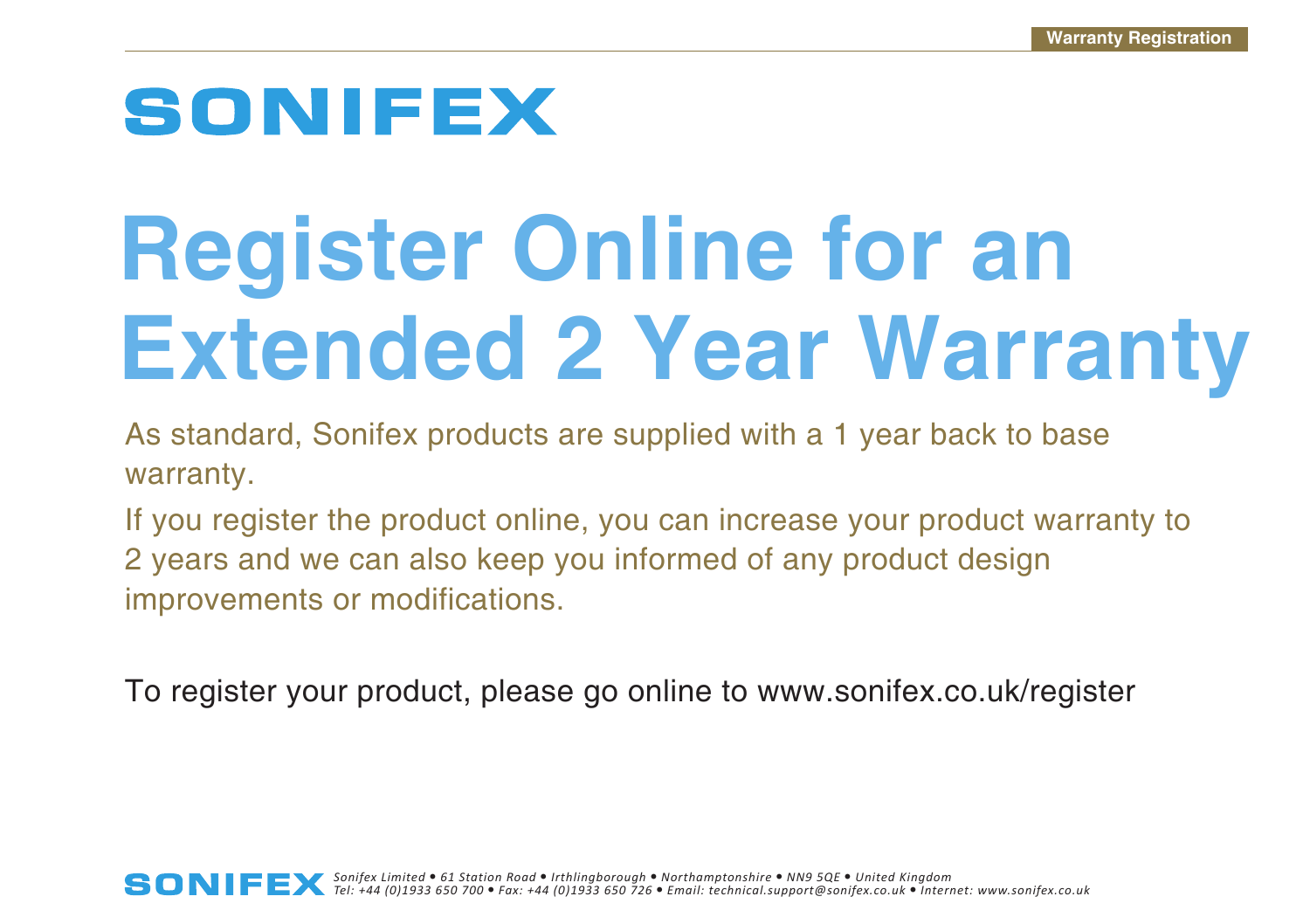SONIFEX

# Register Online for an Extended 2 Year Warranty

As standard, Sonifex products are supplied with a 1 year back to base warranty.

If you register the product online, you can increase your product warranty to 2 years and we can also keep you informed of any product design improvements or modifications.

To register your product, please go online to www.sonifex.co.uk/register

*Sonifex Limited • 61 Station Road • Irthlingborough • Northamptonshire • NN9 5QE • United Kingdom*
*Tel: +44 (0)1933 650 700 • Fax: +44 (0)1933 650 726 • Email: technical.support@sonifex.co.uk • Internet: www.sonifex.co.uk*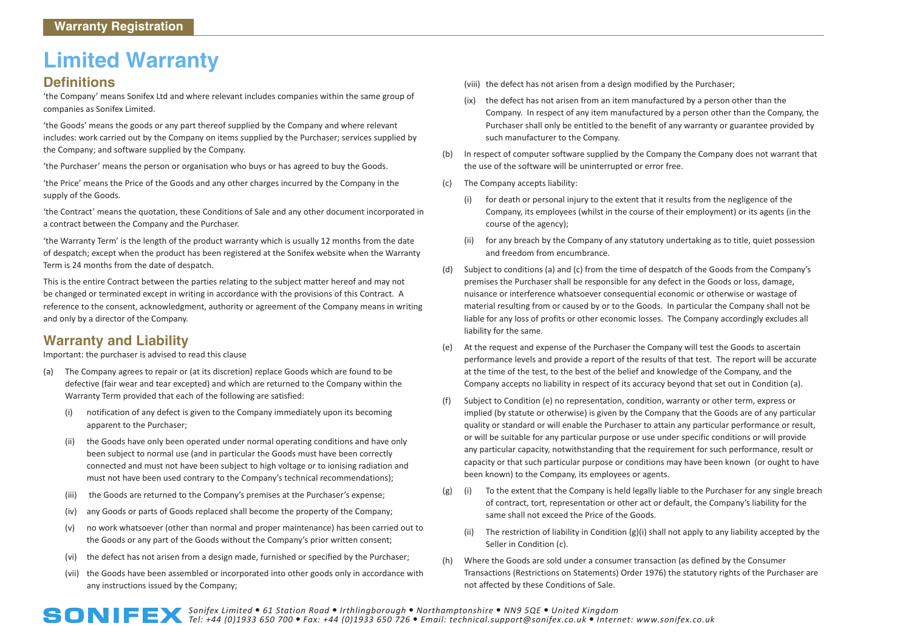# Limited Warranty

## Definitions

'the Company' means Sonifex Ltd and where relevant includes companies within the same group of companies as Sonifex Limited.

'the Goods' means the goods or any part thereof supplied by the Company and where relevant includes: work carried out by the Company on items supplied by the Purchaser; services supplied by the Company; and software supplied by the Company.

'the Purchaser' means the person or organisation who buys or has agreed to buy the Goods.

'the Price' means the Price of the Goods and any other charges incurred by the Company in the supply of the Goods.

'the Contract' means the quotation, these Conditions of Sale and any other document incorporated in a contract between the Company and the Purchaser.

'the Warranty Term' is the length of the product warranty which is usually 12 months from the date of despatch; except when the product has been registered at the Sonifex website when the Warranty Term is 24 months from the date of despatch.

This is the entire Contract between the parties relating to the subject matter hereof and may not be changed or terminated except in writing in accordance with the provisions of this Contract. A reference to the consent, acknowledgment, authority or agreement of the Company means in writing and only by a director of the Company.

## Warranty and Liability

Important: the purchaser is advised to read this clause

(a) The Company agrees to repair or (at its discretion) replace Goods which are found to be defective (fair wear and tear excepted) and which are returned to the Company within the Warranty Term provided that each of the following are satisfied:

(i) notification of any defect is given to the Company immediately upon its becoming apparent to the Purchaser;

(ii) the Goods have only been operated under normal operating conditions and have only been subject to normal use (and in particular the Goods must have been correctly connected and must not have been subject to high voltage or to ionising radiation and must not have been used contrary to the Company's technical recommendations);

(iii) the Goods are returned to the Company's premises at the Purchaser's expense;

(iv) any Goods or parts of Goods replaced shall become the property of the Company;

(v) no work whatsoever (other than normal and proper maintenance) has been carried out to the Goods or any part of the Goods without the Company's prior written consent;

(vi) the defect has not arisen from a design made, furnished or specified by the Purchaser;

(vii) the Goods have been assembled or incorporated into other goods only in accordance with any instructions issued by the Company;

(viii) the defect has not arisen from a design modified by the Purchaser;

(ix) the defect has not arisen from an item manufactured by a person other than the Company. In respect of any item manufactured by a person other than the Company, the Purchaser shall only be entitled to the benefit of any warranty or guarantee provided by such manufacturer to the Company.

(b) In respect of computer software supplied by the Company the Company does not warrant that the use of the software will be uninterrupted or error free.

(c) The Company accepts liability:

(i) for death or personal injury to the extent that it results from the negligence of the Company, its employees (whilst in the course of their employment) or its agents (in the course of the agency);

(ii) for any breach by the Company of any statutory undertaking as to title, quiet possession and freedom from encumbrance.

(d) Subject to conditions (a) and (c) from the time of despatch of the Goods from the Company's premises the Purchaser shall be responsible for any defect in the Goods or loss, damage, nuisance or interference whatsoever consequential economic or otherwise or wastage of material resulting from or caused by or to the Goods. In particular the Company shall not be liable for any loss of profits or other economic losses. The Company accordingly excludes all liability for the same.

(e) At the request and expense of the Purchaser the Company will test the Goods to ascertain performance levels and provide a report of the results of that test. The report will be accurate at the time of the test, to the best of the belief and knowledge of the Company, and the Company accepts no liability in respect of its accuracy beyond that set out in Condition (a).

(f) Subject to Condition (e) no representation, condition, warranty or other term, express or implied (by statute or otherwise) is given by the Company that the Goods are of any particular quality or standard or will enable the Purchaser to attain any particular performance or result, or will be suitable for any particular purpose or use under specific conditions or will provide any particular capacity, notwithstanding that the requirement for such performance, result or capacity or that such particular purpose or conditions may have been known (or ought to have been known) to the Company, its employees or agents.

(g) (i) To the extent that the Company is held legally liable to the Purchaser for any single breach of contract, tort, representation or other act or default, the Company's liability for the same shall not exceed the Price of the Goods.

(ii) The restriction of liability in Condition (g)(i) shall not apply to any liability accepted by the Seller in Condition (c).

(h) Where the Goods are sold under a consumer transaction (as defined by the Consumer Transactions (Restrictions on Statements) Order 1976) the statutory rights of the Purchaser are not affected by these Conditions of Sale.

**SONIFEX** *Sonifex Limited • 61 Station Road • Irthlingborough • Northamptonshire • NN9 5QE • United Kingdom*
*Tel: +44 (0)1933 650 700 • Fax: +44 (0)1933 650 726 • Email: technical.support@sonifex.co.uk • Internet: www.sonifex.co.uk*